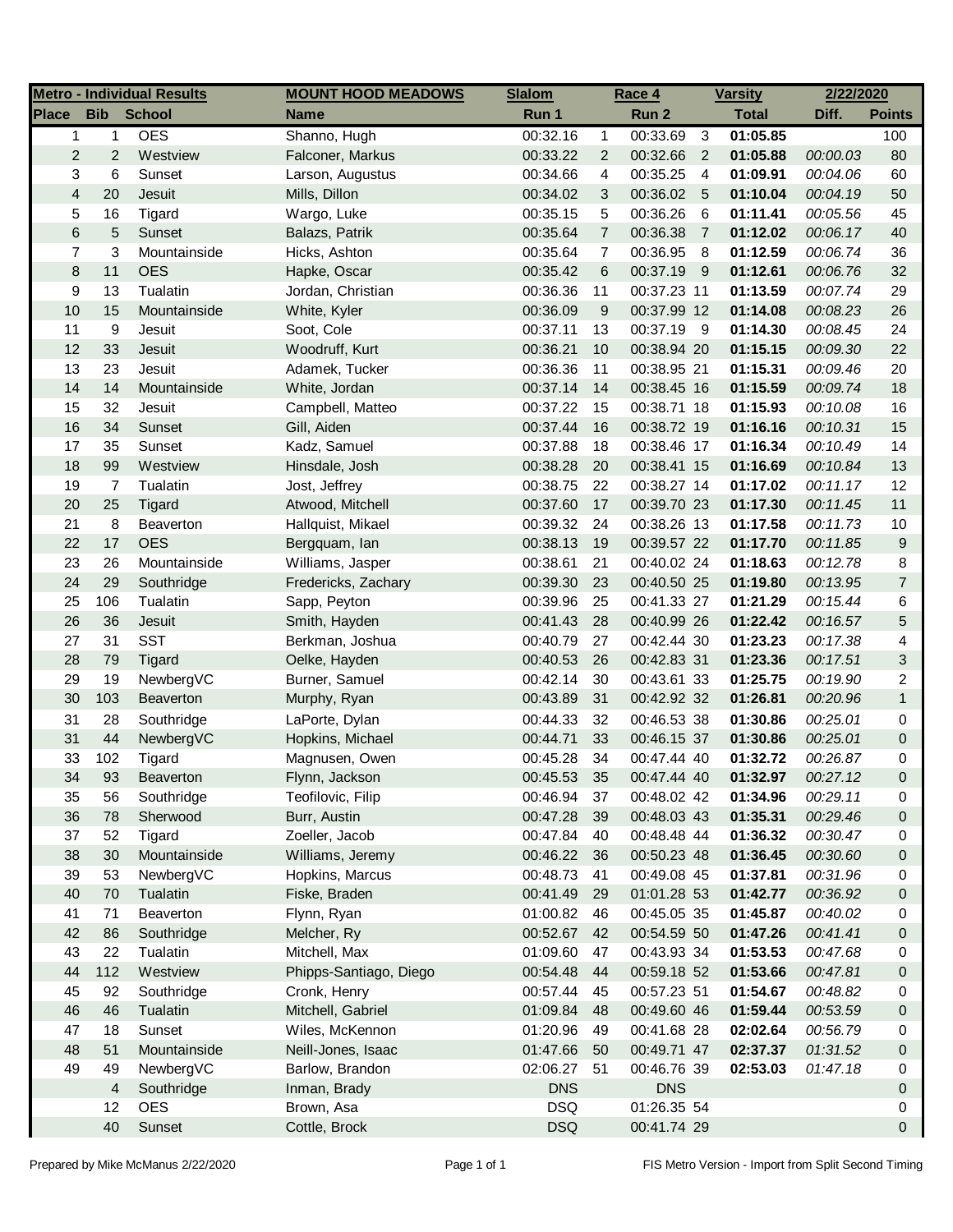| Metro - Individual Results | | | MOUNT HOOD MEADOWS | Slalom | | Race 4 | | Varsity | 2/22/2020 | |
|---|---|---|---|---|---|---|---|---|---|---|
| **Place** | **Bib** | **School** | **Name** | **Run 1** | | **Run 2** | | **Total** | **Diff.** | **Points** |
| 1 | 1 | OES | Shanno, Hugh | 00:32.16 | 1 | 00:33.69 | 3 | **01:05.85** | | 100 |
| 2 | 2 | Westview | Falconer, Markus | 00:33.22 | 2 | 00:32.66 | 2 | **01:05.88** | *00:00.03* | 80 |
| 3 | 6 | Sunset | Larson, Augustus | 00:34.66 | 4 | 00:35.25 | 4 | **01:09.91** | *00:04.06* | 60 |
| 4 | 20 | Jesuit | Mills, Dillon | 00:34.02 | 3 | 00:36.02 | 5 | **01:10.04** | *00:04.19* | 50 |
| 5 | 16 | Tigard | Wargo, Luke | 00:35.15 | 5 | 00:36.26 | 6 | **01:11.41** | *00:05.56* | 45 |
| 6 | 5 | Sunset | Balazs, Patrik | 00:35.64 | 7 | 00:36.38 | 7 | **01:12.02** | *00:06.17* | 40 |
| 7 | 3 | Mountainside | Hicks, Ashton | 00:35.64 | 7 | 00:36.95 | 8 | **01:12.59** | *00:06.74* | 36 |
| 8 | 11 | OES | Hapke, Oscar | 00:35.42 | 6 | 00:37.19 | 9 | **01:12.61** | *00:06.76* | 32 |
| 9 | 13 | Tualatin | Jordan, Christian | 00:36.36 | 11 | 00:37.23 | 11 | **01:13.59** | *00:07.74* | 29 |
| 10 | 15 | Mountainside | White, Kyler | 00:36.09 | 9 | 00:37.99 | 12 | **01:14.08** | *00:08.23* | 26 |
| 11 | 9 | Jesuit | Soot, Cole | 00:37.11 | 13 | 00:37.19 | 9 | **01:14.30** | *00:08.45* | 24 |
| 12 | 33 | Jesuit | Woodruff, Kurt | 00:36.21 | 10 | 00:38.94 | 20 | **01:15.15** | *00:09.30* | 22 |
| 13 | 23 | Jesuit | Adamek, Tucker | 00:36.36 | 11 | 00:38.95 | 21 | **01:15.31** | *00:09.46* | 20 |
| 14 | 14 | Mountainside | White, Jordan | 00:37.14 | 14 | 00:38.45 | 16 | **01:15.59** | *00:09.74* | 18 |
| 15 | 32 | Jesuit | Campbell, Matteo | 00:37.22 | 15 | 00:38.71 | 18 | **01:15.93** | *00:10.08* | 16 |
| 16 | 34 | Sunset | Gill, Aiden | 00:37.44 | 16 | 00:38.72 | 19 | **01:16.16** | *00:10.31* | 15 |
| 17 | 35 | Sunset | Kadz, Samuel | 00:37.88 | 18 | 00:38.46 | 17 | **01:16.34** | *00:10.49* | 14 |
| 18 | 99 | Westview | Hinsdale, Josh | 00:38.28 | 20 | 00:38.41 | 15 | **01:16.69** | *00:10.84* | 13 |
| 19 | 7 | Tualatin | Jost, Jeffrey | 00:38.75 | 22 | 00:38.27 | 14 | **01:17.02** | *00:11.17* | 12 |
| 20 | 25 | Tigard | Atwood, Mitchell | 00:37.60 | 17 | 00:39.70 | 23 | **01:17.30** | *00:11.45* | 11 |
| 21 | 8 | Beaverton | Hallquist, Mikael | 00:39.32 | 24 | 00:38.26 | 13 | **01:17.58** | *00:11.73* | 10 |
| 22 | 17 | OES | Bergquam, Ian | 00:38.13 | 19 | 00:39.57 | 22 | **01:17.70** | *00:11.85* | 9 |
| 23 | 26 | Mountainside | Williams, Jasper | 00:38.61 | 21 | 00:40.02 | 24 | **01:18.63** | *00:12.78* | 8 |
| 24 | 29 | Southridge | Fredericks, Zachary | 00:39.30 | 23 | 00:40.50 | 25 | **01:19.80** | *00:13.95* | 7 |
| 25 | 106 | Tualatin | Sapp, Peyton | 00:39.96 | 25 | 00:41.33 | 27 | **01:21.29** | *00:15.44* | 6 |
| 26 | 36 | Jesuit | Smith, Hayden | 00:41.43 | 28 | 00:40.99 | 26 | **01:22.42** | *00:16.57* | 5 |
| 27 | 31 | SST | Berkman, Joshua | 00:40.79 | 27 | 00:42.44 | 30 | **01:23.23** | *00:17.38* | 4 |
| 28 | 79 | Tigard | Oelke, Hayden | 00:40.53 | 26 | 00:42.83 | 31 | **01:23.36** | *00:17.51* | 3 |
| 29 | 19 | NewbergVC | Burner, Samuel | 00:42.14 | 30 | 00:43.61 | 33 | **01:25.75** | *00:19.90* | 2 |
| 30 | 103 | Beaverton | Murphy, Ryan | 00:43.89 | 31 | 00:42.92 | 32 | **01:26.81** | *00:20.96* | 1 |
| 31 | 28 | Southridge | LaPorte, Dylan | 00:44.33 | 32 | 00:46.53 | 38 | **01:30.86** | *00:25.01* | 0 |
| 31 | 44 | NewbergVC | Hopkins, Michael | 00:44.71 | 33 | 00:46.15 | 37 | **01:30.86** | *00:25.01* | 0 |
| 33 | 102 | Tigard | Magnusen, Owen | 00:45.28 | 34 | 00:47.44 | 40 | **01:32.72** | *00:26.87* | 0 |
| 34 | 93 | Beaverton | Flynn, Jackson | 00:45.53 | 35 | 00:47.44 | 40 | **01:32.97** | *00:27.12* | 0 |
| 35 | 56 | Southridge | Teofilovic, Filip | 00:46.94 | 37 | 00:48.02 | 42 | **01:34.96** | *00:29.11* | 0 |
| 36 | 78 | Sherwood | Burr, Austin | 00:47.28 | 39 | 00:48.03 | 43 | **01:35.31** | *00:29.46* | 0 |
| 37 | 52 | Tigard | Zoeller, Jacob | 00:47.84 | 40 | 00:48.48 | 44 | **01:36.32** | *00:30.47* | 0 |
| 38 | 30 | Mountainside | Williams, Jeremy | 00:46.22 | 36 | 00:50.23 | 48 | **01:36.45** | *00:30.60* | 0 |
| 39 | 53 | NewbergVC | Hopkins, Marcus | 00:48.73 | 41 | 00:49.08 | 45 | **01:37.81** | *00:31.96* | 0 |
| 40 | 70 | Tualatin | Fiske, Braden | 00:41.49 | 29 | 01:01.28 | 53 | **01:42.77** | *00:36.92* | 0 |
| 41 | 71 | Beaverton | Flynn, Ryan | 01:00.82 | 46 | 00:45.05 | 35 | **01:45.87** | *00:40.02* | 0 |
| 42 | 86 | Southridge | Melcher, Ry | 00:52.67 | 42 | 00:54.59 | 50 | **01:47.26** | *00:41.41* | 0 |
| 43 | 22 | Tualatin | Mitchell, Max | 01:09.60 | 47 | 00:43.93 | 34 | **01:53.53** | *00:47.68* | 0 |
| 44 | 112 | Westview | Phipps-Santiago, Diego | 00:54.48 | 44 | 00:59.18 | 52 | **01:53.66** | *00:47.81* | 0 |
| 45 | 92 | Southridge | Cronk, Henry | 00:57.44 | 45 | 00:57.23 | 51 | **01:54.67** | *00:48.82* | 0 |
| 46 | 46 | Tualatin | Mitchell, Gabriel | 01:09.84 | 48 | 00:49.60 | 46 | **01:59.44** | *00:53.59* | 0 |
| 47 | 18 | Sunset | Wiles, McKennon | 01:20.96 | 49 | 00:41.68 | 28 | **02:02.64** | *00:56.79* | 0 |
| 48 | 51 | Mountainside | Neill-Jones, Isaac | 01:47.66 | 50 | 00:49.71 | 47 | **02:37.37** | *01:31.52* | 0 |
| 49 | 49 | NewbergVC | Barlow, Brandon | 02:06.27 | 51 | 00:46.76 | 39 | **02:53.03** | *01:47.18* | 0 |
| | 4 | Southridge | Inman, Brady | DNS | | DNS | | | | 0 |
| | 12 | OES | Brown, Asa | DSQ | | 01:26.35 | 54 | | | 0 |
| | 40 | Sunset | Cottle, Brock | DSQ | | 00:41.74 | 29 | | | 0 |

Prepared by Mike McManus 2/22/2020

FIS Metro Version - Import from Split Second Timing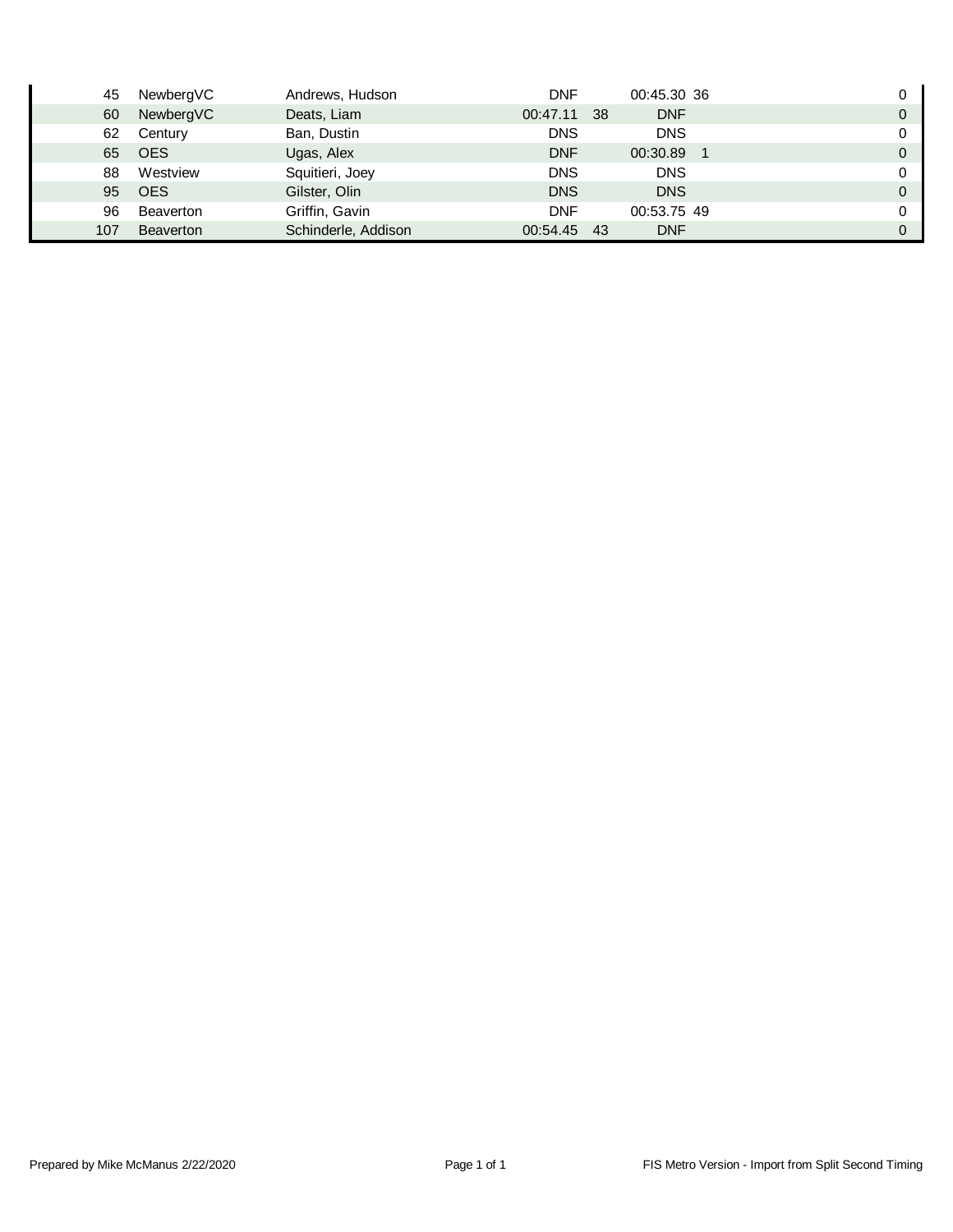| | | | | | | | |
|---|---|---|---|---|---|---|---|
| 45 | NewbergVC | Andrews, Hudson | DNF | | 00:45.30 | 36 | 0 |
| 60 | NewbergVC | Deats, Liam | 00:47.11 | 38 | DNF | | 0 |
| 62 | Century | Ban, Dustin | DNS | | DNS | | 0 |
| 65 | OES | Ugas, Alex | DNF | | 00:30.89 | 1 | 0 |
| 88 | Westview | Squitieri, Joey | DNS | | DNS | | 0 |
| 95 | OES | Gilster, Olin | DNS | | DNS | | 0 |
| 96 | Beaverton | Griffin, Gavin | DNF | | 00:53.75 | 49 | 0 |
| 107 | Beaverton | Schinderle, Addison | 00:54.45 | 43 | DNF | | 0 |

Prepared by Mike McManus 2/22/2020

FIS Metro Version - Import from Split Second Timing